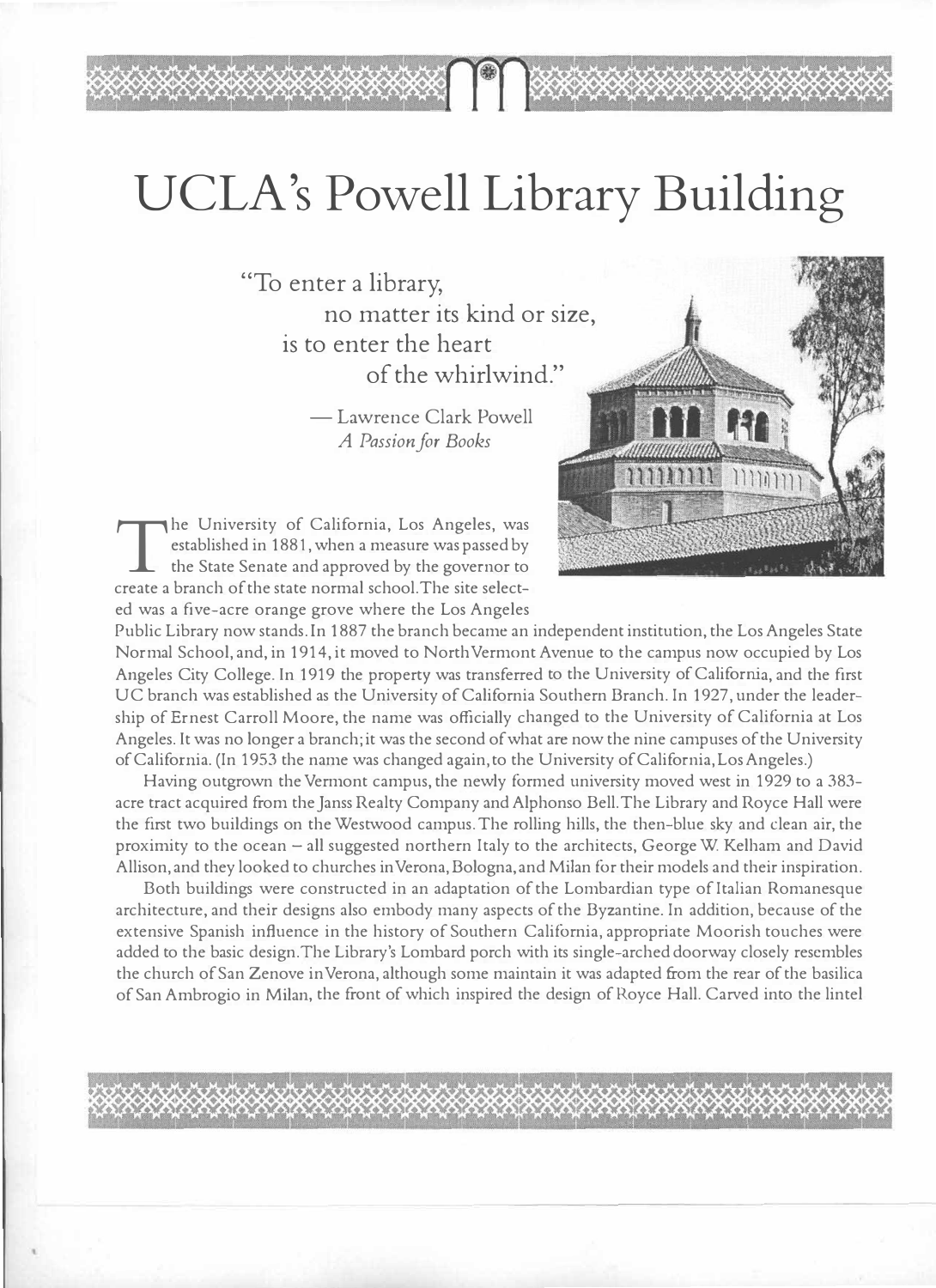# UCLA's Powell Library Building

> "To enter a library,
> no matter its kind or size,
> is to enter the heart
> of the whirlwind."
>
> — Lawrence Clark Powell
> *A Passion for Books*

The University of California, Los Angeles, was established in 1881, when a measure was passed by the State Senate and approved by the governor to create a branch of the state normal school. The site selected was a five-acre orange grove where the Los Angeles Public Library now stands. In 1887 the branch became an independent institution, the Los Angeles State Normal School, and, in 1914, it moved to North Vermont Avenue to the campus now occupied by Los Angeles City College. In 1919 the property was transferred to the University of California, and the first UC branch was established as the University of California Southern Branch. In 1927, under the leadership of Ernest Carroll Moore, the name was officially changed to the University of California at Los Angeles. It was no longer a branch; it was the second of what are now the nine campuses of the University of California. (In 1953 the name was changed again, to the University of California, Los Angeles.)

Having outgrown the Vermont campus, the newly formed university moved west in 1929 to a 383-acre tract acquired from the Janss Realty Company and Alphonso Bell. The Library and Royce Hall were the first two buildings on the Westwood campus. The rolling hills, the then-blue sky and clean air, the proximity to the ocean – all suggested northern Italy to the architects, George W. Kelham and David Allison, and they looked to churches in Verona, Bologna, and Milan for their models and their inspiration.

Both buildings were constructed in an adaptation of the Lombardian type of Italian Romanesque architecture, and their designs also embody many aspects of the Byzantine. In addition, because of the extensive Spanish influence in the history of Southern California, appropriate Moorish touches were added to the basic design. The Library's Lombard porch with its single-arched doorway closely resembles the church of San Zenove in Verona, although some maintain it was adapted from the rear of the basilica of San Ambrogio in Milan, the front of which inspired the design of Royce Hall. Carved into the lintel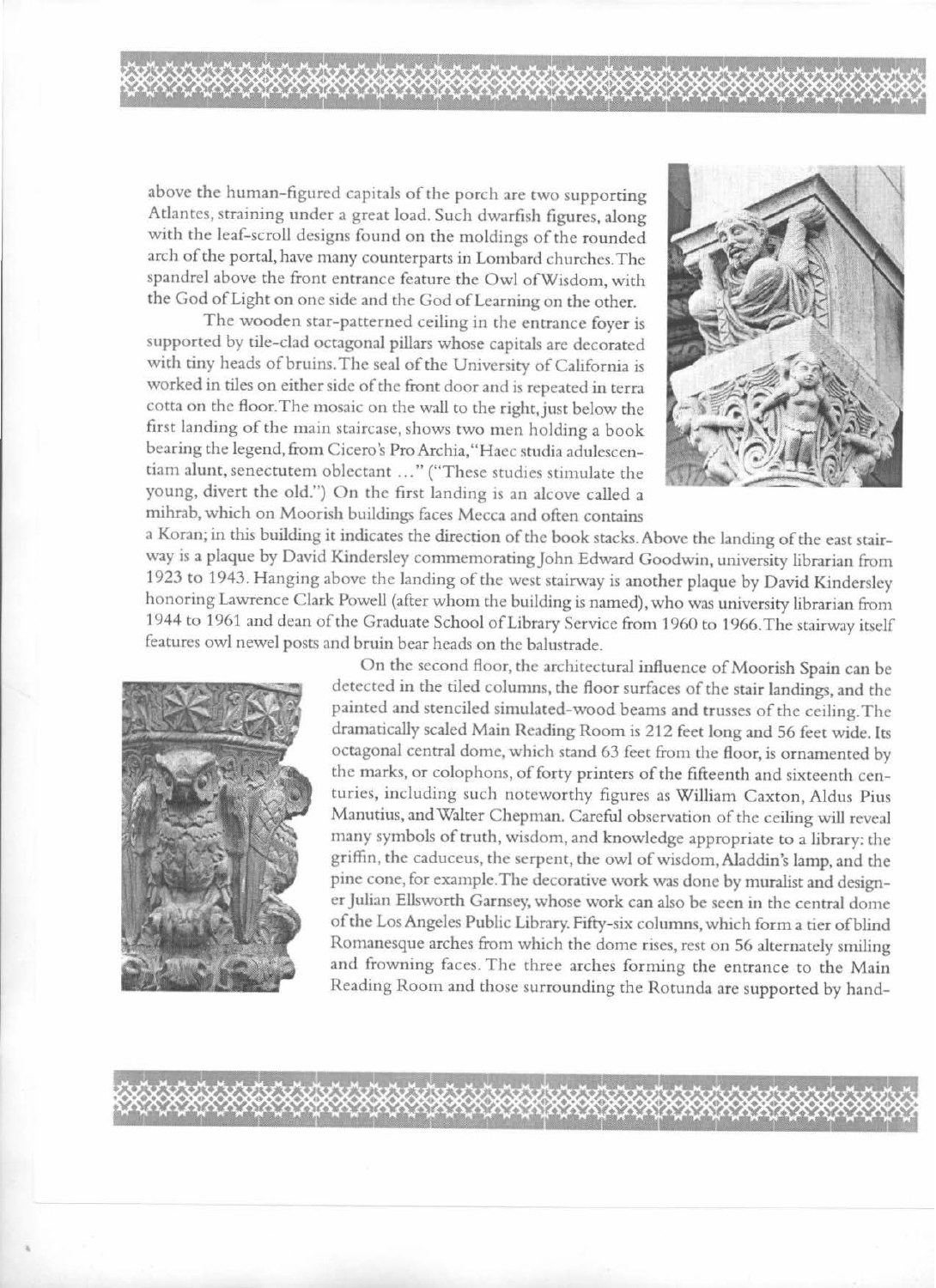above the human-figured capitals of the porch are two supporting Atlantes, straining under a great load. Such dwarfish figures, along with the leaf-scroll designs found on the moldings of the rounded arch of the portal, have many counterparts in Lombard churches. The spandrel above the front entrance feature the Owl of Wisdom, with the God of Light on one side and the God of Learning on the other.

The wooden star-patterned ceiling in the entrance foyer is supported by tile-clad octagonal pillars whose capitals are decorated with tiny heads of bruins. The seal of the University of California is worked in tiles on either side of the front door and is repeated in terra cotta on the floor. The mosaic on the wall to the right, just below the first landing of the main staircase, shows two men holding a book bearing the legend, from Cicero's Pro Archia, "Haec studia adulescentiam alunt, senectutem oblectant ..." ("These studies stimulate the young, divert the old.") On the first landing is an alcove called a mihrab, which on Moorish buildings faces Mecca and often contains a Koran; in this building it indicates the direction of the book stacks. Above the landing of the east stairway is a plaque by David Kindersley commemorating John Edward Goodwin, university librarian from 1923 to 1943. Hanging above the landing of the west stairway is another plaque by David Kindersley honoring Lawrence Clark Powell (after whom the building is named), who was university librarian from 1944 to 1961 and dean of the Graduate School of Library Service from 1960 to 1966. The stairway itself features owl newel posts and bruin bear heads on the balustrade.

On the second floor, the architectural influence of Moorish Spain can be detected in the tiled columns, the floor surfaces of the stair landings, and the painted and stenciled simulated-wood beams and trusses of the ceiling. The dramatically scaled Main Reading Room is 212 feet long and 56 feet wide. Its octagonal central dome, which stand 63 feet from the floor, is ornamented by the marks, or colophons, of forty printers of the fifteenth and sixteenth centuries, including such noteworthy figures as William Caxton, Aldus Pius Manutius, and Walter Chepman. Careful observation of the ceiling will reveal many symbols of truth, wisdom, and knowledge appropriate to a library: the griffin, the caduceus, the serpent, the owl of wisdom, Aladdin's lamp, and the pine cone, for example. The decorative work was done by muralist and designer Julian Ellsworth Garnsey, whose work can also be seen in the central dome of the Los Angeles Public Library. Fifty-six columns, which form a tier of blind Romanesque arches from which the dome rises, rest on 56 alternately smiling and frowning faces. The three arches forming the entrance to the Main Reading Room and those surrounding the Rotunda are supported by hand-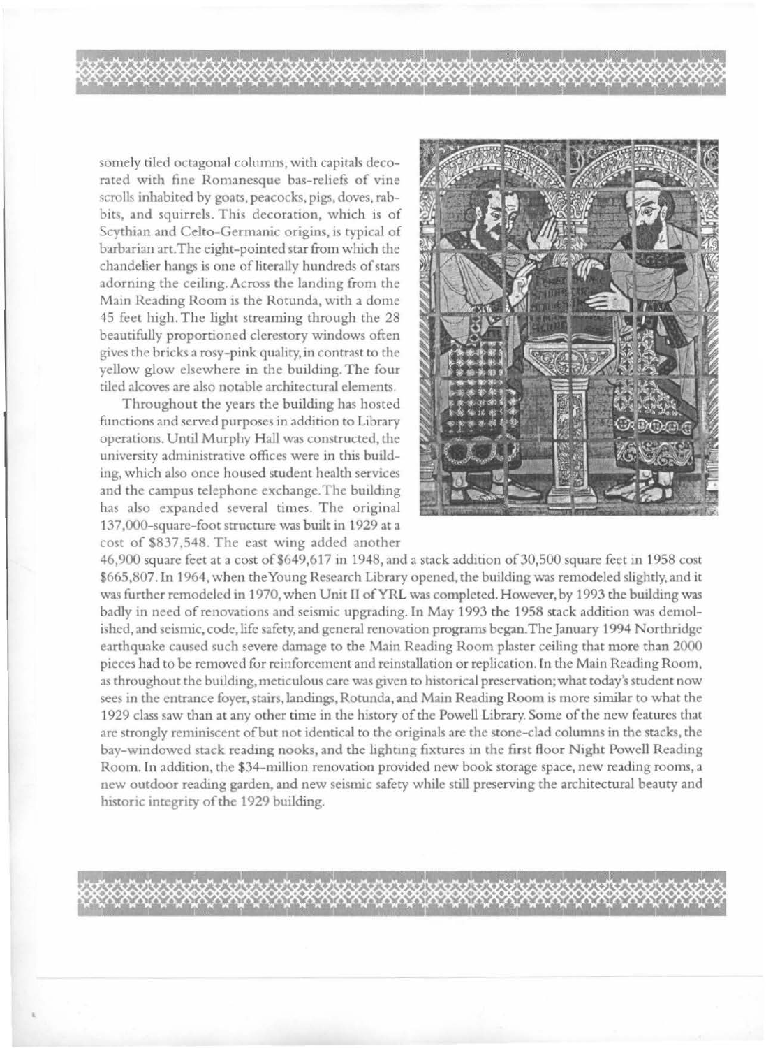somely tiled octagonal columns, with capitals decorated with fine Romanesque bas-reliefs of vine scrolls inhabited by goats, peacocks, pigs, doves, rabbits, and squirrels. This decoration, which is of Scythian and Celto-Germanic origins, is typical of barbarian art. The eight-pointed star from which the chandelier hangs is one of literally hundreds of stars adorning the ceiling. Across the landing from the Main Reading Room is the Rotunda, with a dome 45 feet high. The light streaming through the 28 beautifully proportioned clerestory windows often gives the bricks a rosy-pink quality, in contrast to the yellow glow elsewhere in the building. The four tiled alcoves are also notable architectural elements.

Throughout the years the building has hosted functions and served purposes in addition to Library operations. Until Murphy Hall was constructed, the university administrative offices were in this building, which also once housed student health services and the campus telephone exchange. The building has also expanded several times. The original 137,000-square-foot structure was built in 1929 at a cost of $837,548. The east wing added another 46,900 square feet at a cost of $649,617 in 1948, and a stack addition of 30,500 square feet in 1958 cost $665,807. In 1964, when the Young Research Library opened, the building was remodeled slightly, and it was further remodeled in 1970, when Unit II of YRL was completed. However, by 1993 the building was badly in need of renovations and seismic upgrading. In May 1993 the 1958 stack addition was demolished, and seismic, code, life safety, and general renovation programs began. The January 1994 Northridge earthquake caused such severe damage to the Main Reading Room plaster ceiling that more than 2000 pieces had to be removed for reinforcement and reinstallation or replication. In the Main Reading Room, as throughout the building, meticulous care was given to historical preservation; what today's student now sees in the entrance foyer, stairs, landings, Rotunda, and Main Reading Room is more similar to what the 1929 class saw than at any other time in the history of the Powell Library. Some of the new features that are strongly reminiscent of but not identical to the originals are the stone-clad columns in the stacks, the bay-windowed stack reading nooks, and the lighting fixtures in the first floor Night Powell Reading Room. In addition, the $34-million renovation provided new book storage space, new reading rooms, a new outdoor reading garden, and new seismic safety while still preserving the architectural beauty and historic integrity of the 1929 building.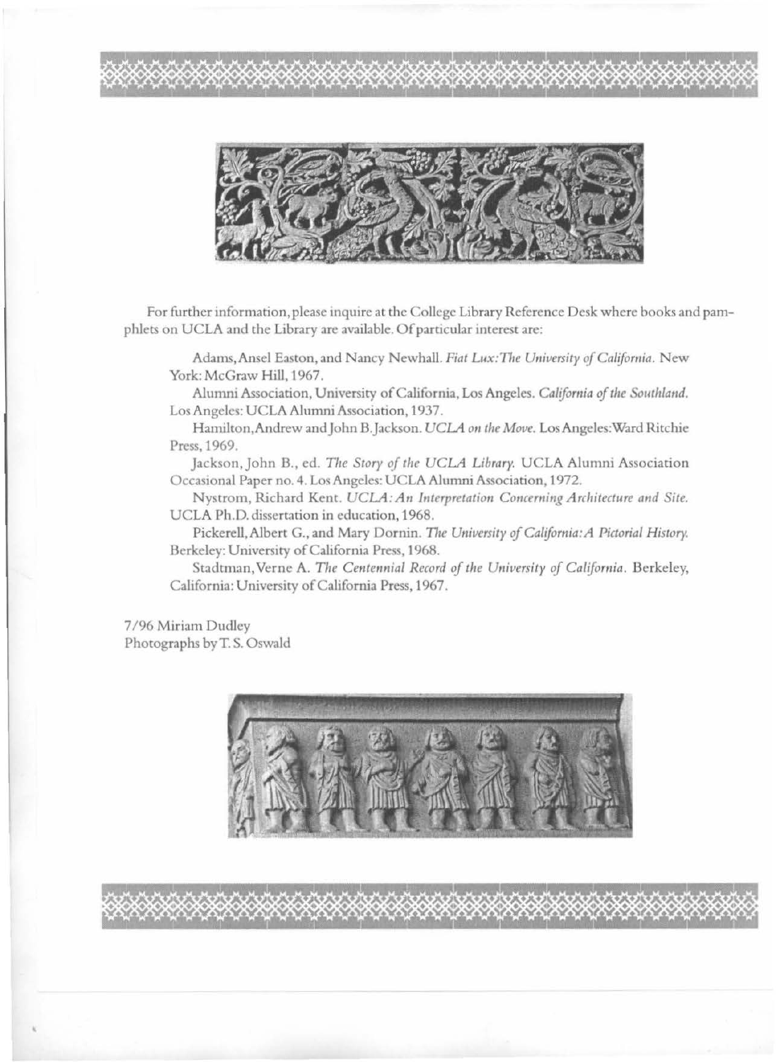For further information, please inquire at the College Library Reference Desk where books and pamphlets on UCLA and the Library are available. Of particular interest are:

Adams, Ansel Easton, and Nancy Newhall. *Fiat Lux: The University of California.* New York: McGraw Hill, 1967.

Alumni Association, University of California, Los Angeles. *California of the Southland.* Los Angeles: UCLA Alumni Association, 1937.

Hamilton, Andrew and John B. Jackson. *UCLA on the Move.* Los Angeles: Ward Ritchie Press, 1969.

Jackson, John B., ed. *The Story of the UCLA Library.* UCLA Alumni Association Occasional Paper no. 4. Los Angeles: UCLA Alumni Association, 1972.

Nystrom, Richard Kent. *UCLA: An Interpretation Concerning Architecture and Site.* UCLA Ph.D. dissertation in education, 1968.

Pickerell, Albert G., and Mary Dornin. *The University of California: A Pictorial History.* Berkeley: University of California Press, 1968.

Stadtman, Verne A. *The Centennial Record of the University of California.* Berkeley, California: University of California Press, 1967.

7/96 Miriam Dudley
Photographs by T. S. Oswald